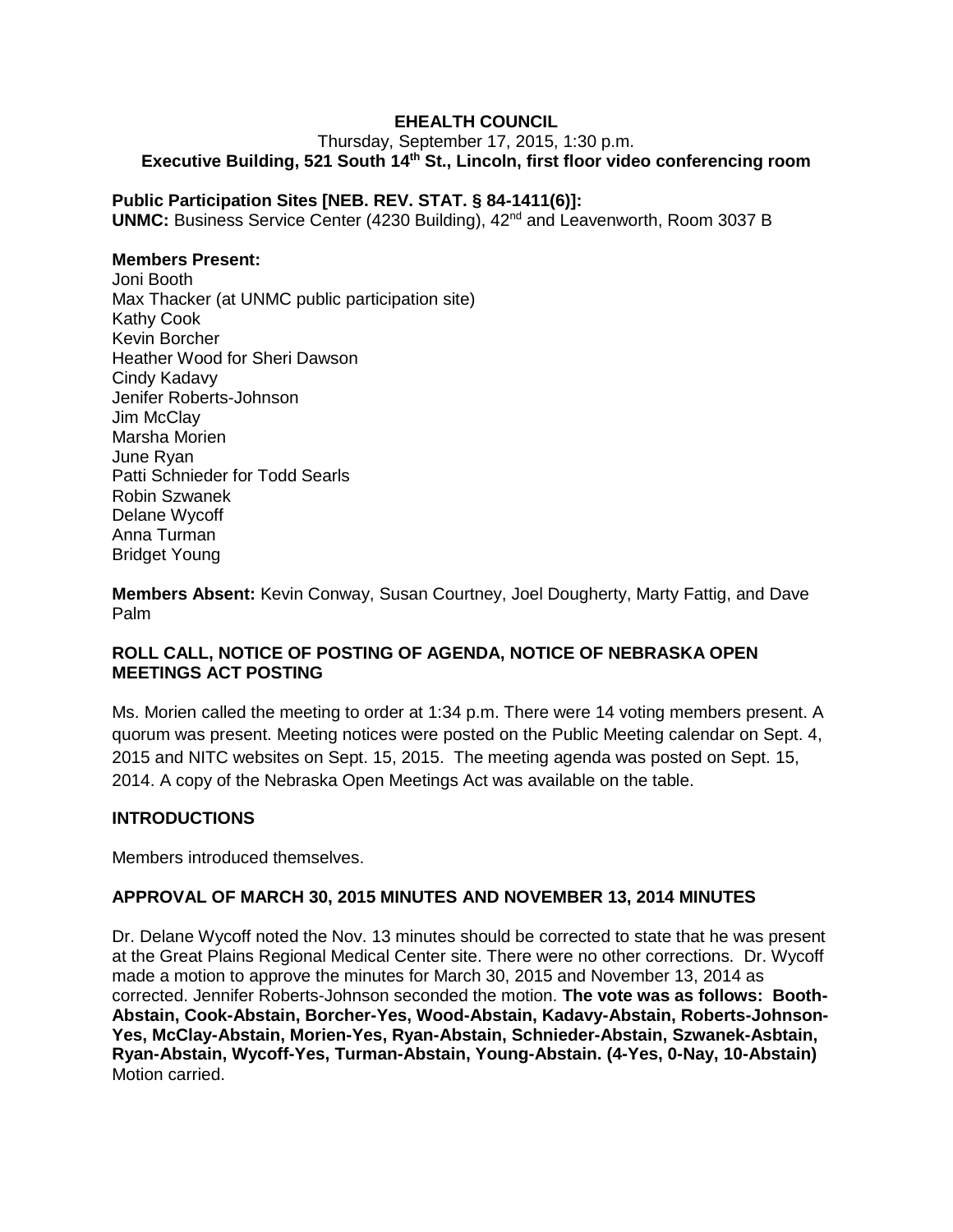# EHEALTH COUNCIL

Thursday, September 17, 2015, 1:30 p.m.

**Executive Building, 521 South 14th St., Lincoln, first floor video conferencing room**

**Public Participation Sites [NEB. REV. STAT. § 84-1411(6)]:**
**UNMC:** Business Service Center (4230 Building), 42nd and Leavenworth, Room 3037 B

**Members Present:**
Joni Booth
Max Thacker (at UNMC public participation site)
Kathy Cook
Kevin Borcher
Heather Wood for Sheri Dawson
Cindy Kadavy
Jenifer Roberts-Johnson
Jim McClay
Marsha Morien
June Ryan
Patti Schnieder for Todd Searls
Robin Szwanek
Delane Wycoff
Anna Turman
Bridget Young

**Members Absent:** Kevin Conway, Susan Courtney, Joel Dougherty, Marty Fattig, and Dave Palm

## ROLL CALL, NOTICE OF POSTING OF AGENDA, NOTICE OF NEBRASKA OPEN MEETINGS ACT POSTING

Ms. Morien called the meeting to order at 1:34 p.m. There were 14 voting members present. A quorum was present. Meeting notices were posted on the Public Meeting calendar on Sept. 4, 2015 and NITC websites on Sept. 15, 2015. The meeting agenda was posted on Sept. 15, 2014. A copy of the Nebraska Open Meetings Act was available on the table.

## INTRODUCTIONS

Members introduced themselves.

## APPROVAL OF MARCH 30, 2015 MINUTES AND NOVEMBER 13, 2014 MINUTES

Dr. Delane Wycoff noted the Nov. 13 minutes should be corrected to state that he was present at the Great Plains Regional Medical Center site. There were no other corrections. Dr. Wycoff made a motion to approve the minutes for March 30, 2015 and November 13, 2014 as corrected. Jennifer Roberts-Johnson seconded the motion. **The vote was as follows: Booth-Abstain, Cook-Abstain, Borcher-Yes, Wood-Abstain, Kadavy-Abstain, Roberts-Johnson-Yes, McClay-Abstain, Morien-Yes, Ryan-Abstain, Schnieder-Abstain, Szwanek-Asbtain, Ryan-Abstain, Wycoff-Yes, Turman-Abstain, Young-Abstain. (4-Yes, 0-Nay, 10-Abstain)** Motion carried.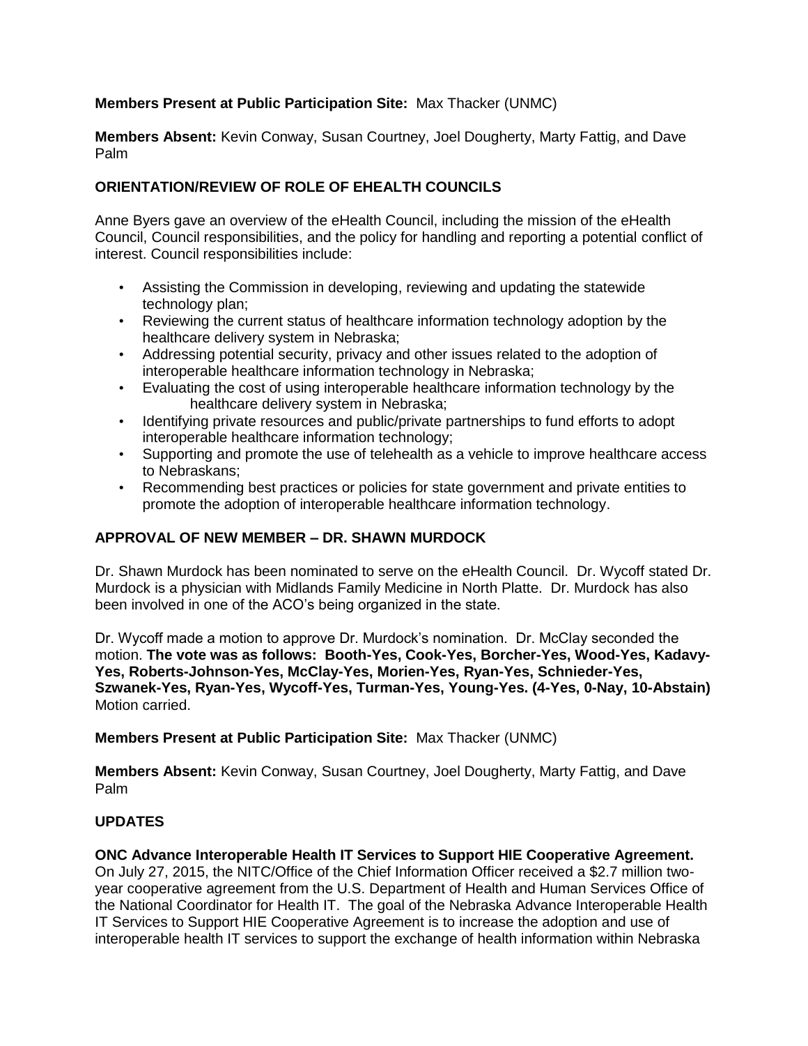**Members Present at Public Participation Site:** Max Thacker (UNMC)

**Members Absent:** Kevin Conway, Susan Courtney, Joel Dougherty, Marty Fattig, and Dave Palm

## ORIENTATION/REVIEW OF ROLE OF EHEALTH COUNCILS

Anne Byers gave an overview of the eHealth Council, including the mission of the eHealth Council, Council responsibilities, and the policy for handling and reporting a potential conflict of interest. Council responsibilities include:

- Assisting the Commission in developing, reviewing and updating the statewide technology plan;
- Reviewing the current status of healthcare information technology adoption by the healthcare delivery system in Nebraska;
- Addressing potential security, privacy and other issues related to the adoption of interoperable healthcare information technology in Nebraska;
- Evaluating the cost of using interoperable healthcare information technology by the healthcare delivery system in Nebraska;
- Identifying private resources and public/private partnerships to fund efforts to adopt interoperable healthcare information technology;
- Supporting and promote the use of telehealth as a vehicle to improve healthcare access to Nebraskans;
- Recommending best practices or policies for state government and private entities to promote the adoption of interoperable healthcare information technology.

## APPROVAL OF NEW MEMBER – DR. SHAWN MURDOCK

Dr. Shawn Murdock has been nominated to serve on the eHealth Council. Dr. Wycoff stated Dr. Murdock is a physician with Midlands Family Medicine in North Platte. Dr. Murdock has also been involved in one of the ACO's being organized in the state.

Dr. Wycoff made a motion to approve Dr. Murdock's nomination. Dr. McClay seconded the motion. **The vote was as follows: Booth-Yes, Cook-Yes, Borcher-Yes, Wood-Yes, Kadavy-Yes, Roberts-Johnson-Yes, McClay-Yes, Morien-Yes, Ryan-Yes, Schnieder-Yes, Szwanek-Yes, Ryan-Yes, Wycoff-Yes, Turman-Yes, Young-Yes. (4-Yes, 0-Nay, 10-Abstain)** Motion carried.

**Members Present at Public Participation Site:** Max Thacker (UNMC)

**Members Absent:** Kevin Conway, Susan Courtney, Joel Dougherty, Marty Fattig, and Dave Palm

## UPDATES

**ONC Advance Interoperable Health IT Services to Support HIE Cooperative Agreement.** On July 27, 2015, the NITC/Office of the Chief Information Officer received a $2.7 million two-year cooperative agreement from the U.S. Department of Health and Human Services Office of the National Coordinator for Health IT. The goal of the Nebraska Advance Interoperable Health IT Services to Support HIE Cooperative Agreement is to increase the adoption and use of interoperable health IT services to support the exchange of health information within Nebraska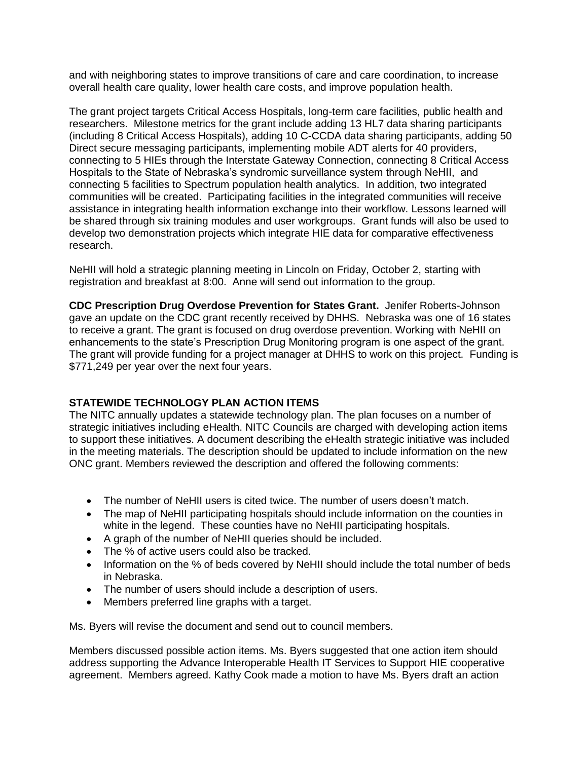and with neighboring states to improve transitions of care and care coordination, to increase overall health care quality, lower health care costs, and improve population health.

The grant project targets Critical Access Hospitals, long-term care facilities, public health and researchers. Milestone metrics for the grant include adding 13 HL7 data sharing participants (including 8 Critical Access Hospitals), adding 10 C-CCDA data sharing participants, adding 50 Direct secure messaging participants, implementing mobile ADT alerts for 40 providers, connecting to 5 HIEs through the Interstate Gateway Connection, connecting 8 Critical Access Hospitals to the State of Nebraska's syndromic surveillance system through NeHII, and connecting 5 facilities to Spectrum population health analytics. In addition, two integrated communities will be created. Participating facilities in the integrated communities will receive assistance in integrating health information exchange into their workflow. Lessons learned will be shared through six training modules and user workgroups. Grant funds will also be used to develop two demonstration projects which integrate HIE data for comparative effectiveness research.

NeHII will hold a strategic planning meeting in Lincoln on Friday, October 2, starting with registration and breakfast at 8:00. Anne will send out information to the group.

**CDC Prescription Drug Overdose Prevention for States Grant.** Jenifer Roberts-Johnson gave an update on the CDC grant recently received by DHHS. Nebraska was one of 16 states to receive a grant. The grant is focused on drug overdose prevention. Working with NeHII on enhancements to the state's Prescription Drug Monitoring program is one aspect of the grant. The grant will provide funding for a project manager at DHHS to work on this project. Funding is $771,249 per year over the next four years.

**STATEWIDE TECHNOLOGY PLAN ACTION ITEMS**

The NITC annually updates a statewide technology plan. The plan focuses on a number of strategic initiatives including eHealth. NITC Councils are charged with developing action items to support these initiatives. A document describing the eHealth strategic initiative was included in the meeting materials. The description should be updated to include information on the new ONC grant. Members reviewed the description and offered the following comments:

- The number of NeHII users is cited twice. The number of users doesn't match.
- The map of NeHII participating hospitals should include information on the counties in white in the legend. These counties have no NeHII participating hospitals.
- A graph of the number of NeHII queries should be included.
- The % of active users could also be tracked.
- Information on the % of beds covered by NeHII should include the total number of beds in Nebraska.
- The number of users should include a description of users.
- Members preferred line graphs with a target.

Ms. Byers will revise the document and send out to council members.

Members discussed possible action items. Ms. Byers suggested that one action item should address supporting the Advance Interoperable Health IT Services to Support HIE cooperative agreement. Members agreed. Kathy Cook made a motion to have Ms. Byers draft an action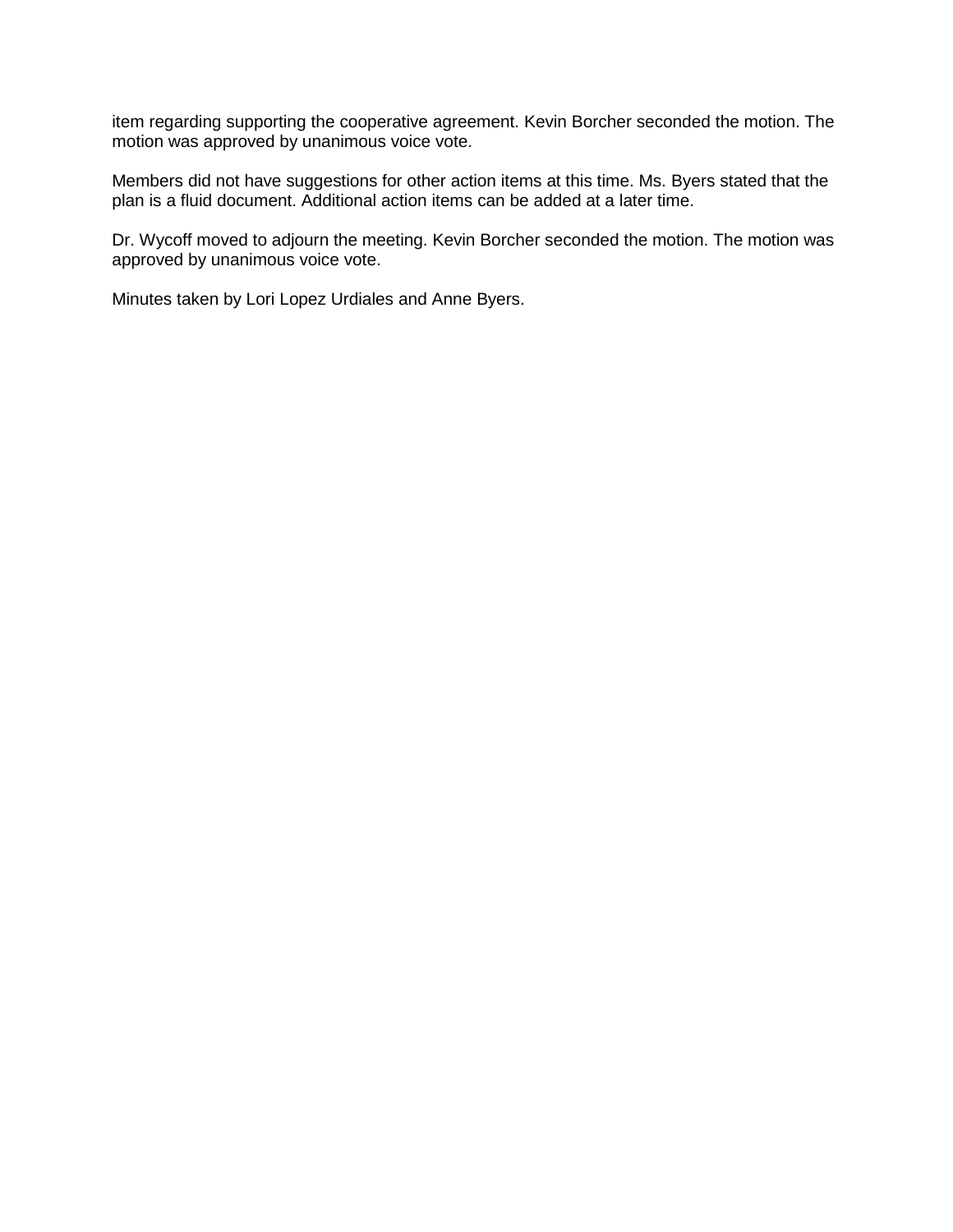item regarding supporting the cooperative agreement. Kevin Borcher seconded the motion. The motion was approved by unanimous voice vote.

Members did not have suggestions for other action items at this time. Ms. Byers stated that the plan is a fluid document. Additional action items can be added at a later time.

Dr. Wycoff moved to adjourn the meeting. Kevin Borcher seconded the motion. The motion was approved by unanimous voice vote.

Minutes taken by Lori Lopez Urdiales and Anne Byers.